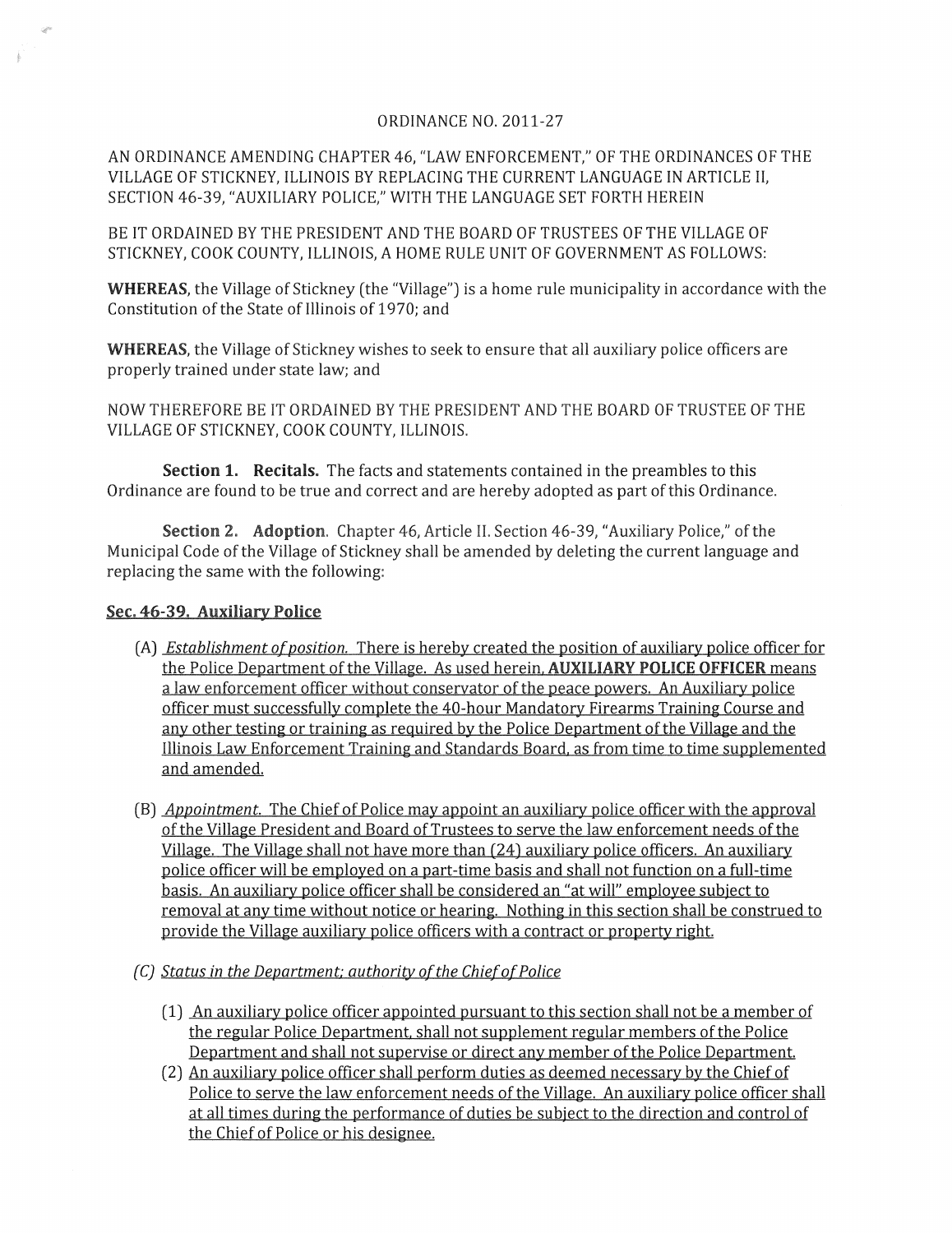ORDINANCE NO. 2011-27

AN ORDINANCE AMENDING CHAPTER 46, "LAW ENFORCEMENT," OF THE ORDINANCES OF THE VILLAGE OF STICKNEY, ILLINOIS BY REPLACING THE CURRENT LANGUAGE IN ARTICLE II, SECTION 46-39, "AUXILIARY POLICE," WITH THE LANGUAGE SET FORTH HEREIN

BE IT ORDAINED BY THE PRESIDENT AND THE BOARD OF TRUSTEES OF THE VILLAGE OF STICKNEY, COOK COUNTY, ILLINOIS, A HOME RULE UNIT OF GOVERNMENT AS FOLLOWS:

**WHEREAS**, the Village of Stickney (the "Village") is a home rule municipality in accordance with the Constitution of the State of Illinois of 1970; and

**WHEREAS**, the Village of Stickney wishes to seek to ensure that all auxiliary police officers are properly trained under state law; and

NOW THEREFORE BE IT ORDAINED BY THE PRESIDENT AND THE BOARD OF TRUSTEE OF THE VILLAGE OF STICKNEY, COOK COUNTY, ILLINOIS.

**Section 1. Recitals.** The facts and statements contained in the preambles to this Ordinance are found to be true and correct and are hereby adopted as part of this Ordinance.

**Section 2. Adoption**. Chapter 46, Article II. Section 46-39, "Auxiliary Police," of the Municipal Code of the Village of Stickney shall be amended by deleting the current language and replacing the same with the following:

**Sec. 46-39. Auxiliary Police**

(A) *Establishment of position.* There is hereby created the position of auxiliary police officer for the Police Department of the Village. As used herein, **AUXILIARY POLICE OFFICER** means a law enforcement officer without conservator of the peace powers. An Auxiliary police officer must successfully complete the 40-hour Mandatory Firearms Training Course and any other testing or training as required by the Police Department of the Village and the Illinois Law Enforcement Training and Standards Board, as from time to time supplemented and amended.

(B) *Appointment.* The Chief of Police may appoint an auxiliary police officer with the approval of the Village President and Board of Trustees to serve the law enforcement needs of the Village. The Village shall not have more than (24) auxiliary police officers. An auxiliary police officer will be employed on a part-time basis and shall not function on a full-time basis. An auxiliary police officer shall be considered an "at will" employee subject to removal at any time without notice or hearing. Nothing in this section shall be construed to provide the Village auxiliary police officers with a contract or property right.

(C) *Status in the Department; authority of the Chief of Police*

(1) An auxiliary police officer appointed pursuant to this section shall not be a member of the regular Police Department, shall not supplement regular members of the Police Department and shall not supervise or direct any member of the Police Department.

(2) An auxiliary police officer shall perform duties as deemed necessary by the Chief of Police to serve the law enforcement needs of the Village. An auxiliary police officer shall at all times during the performance of duties be subject to the direction and control of the Chief of Police or his designee.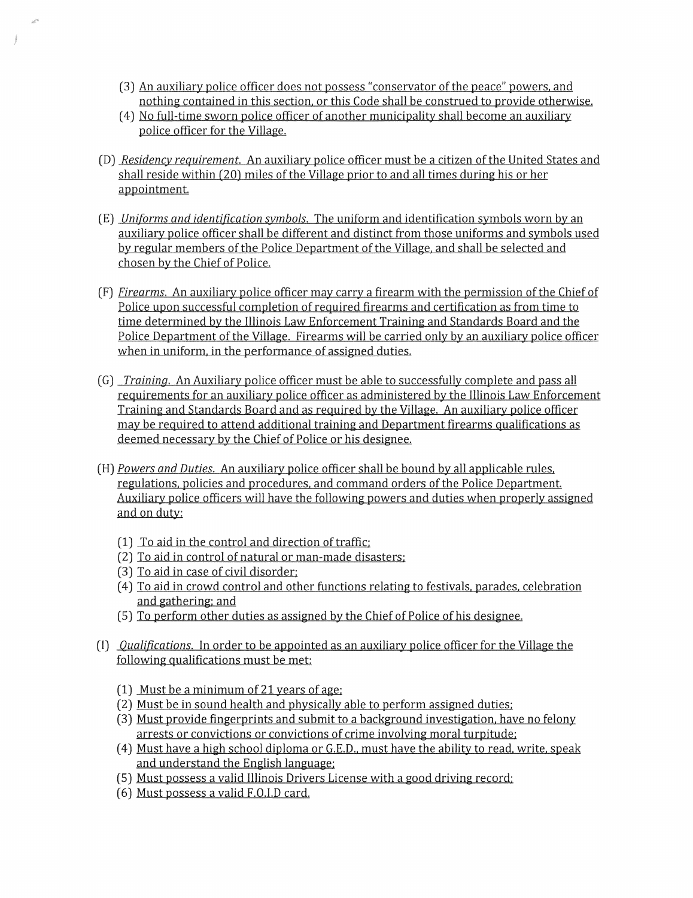(3) An auxiliary police officer does not possess "conservator of the peace" powers, and nothing contained in this section, or this Code shall be construed to provide otherwise.
(4) No full-time sworn police officer of another municipality shall become an auxiliary police officer for the Village.

(D) *Residency requirement.* An auxiliary police officer must be a citizen of the United States and shall reside within (20) miles of the Village prior to and all times during his or her appointment.

(E) *Uniforms and identification symbols.* The uniform and identification symbols worn by an auxiliary police officer shall be different and distinct from those uniforms and symbols used by regular members of the Police Department of the Village, and shall be selected and chosen by the Chief of Police.

(F) *Firearms.* An auxiliary police officer may carry a firearm with the permission of the Chief of Police upon successful completion of required firearms and certification as from time to time determined by the Illinois Law Enforcement Training and Standards Board and the Police Department of the Village. Firearms will be carried only by an auxiliary police officer when in uniform, in the performance of assigned duties.

(G) *Training.* An Auxiliary police officer must be able to successfully complete and pass all requirements for an auxiliary police officer as administered by the Illinois Law Enforcement Training and Standards Board and as required by the Village. An auxiliary police officer may be required to attend additional training and Department firearms qualifications as deemed necessary by the Chief of Police or his designee.

(H) *Powers and Duties.* An auxiliary police officer shall be bound by all applicable rules, regulations, policies and procedures, and command orders of the Police Department. Auxiliary police officers will have the following powers and duties when properly assigned and on duty:

(1) To aid in the control and direction of traffic;
(2) To aid in control of natural or man-made disasters;
(3) To aid in case of civil disorder;
(4) To aid in crowd control and other functions relating to festivals, parades, celebration and gathering; and
(5) To perform other duties as assigned by the Chief of Police of his designee.

(I) *Qualifications.* In order to be appointed as an auxiliary police officer for the Village the following qualifications must be met:

(1) Must be a minimum of 21 years of age;
(2) Must be in sound health and physically able to perform assigned duties;
(3) Must provide fingerprints and submit to a background investigation, have no felony arrests or convictions or convictions of crime involving moral turpitude;
(4) Must have a high school diploma or G.E.D., must have the ability to read, write, speak and understand the English language;
(5) Must possess a valid Illinois Drivers License with a good driving record;
(6) Must possess a valid F.O.I.D card.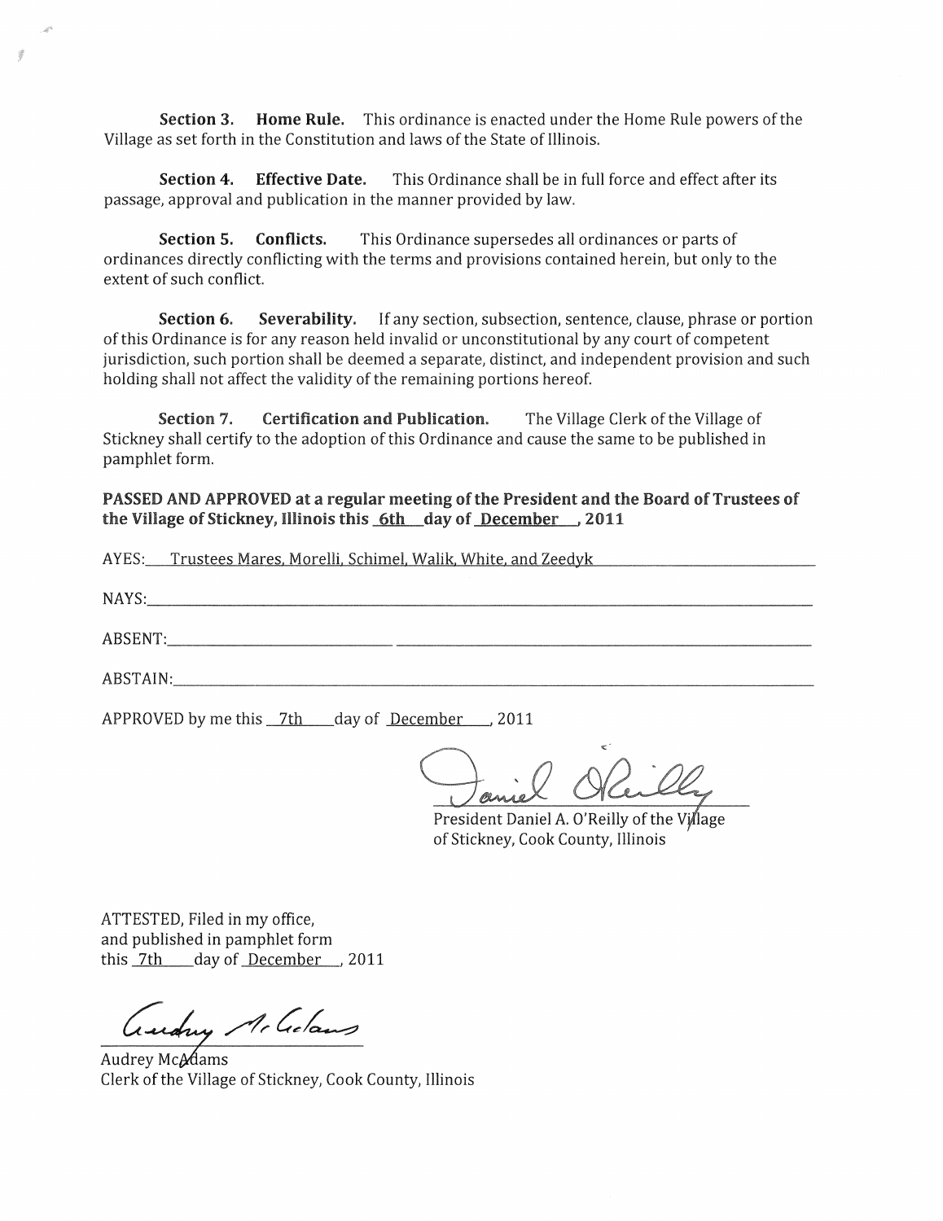**Section 3. Home Rule.** This ordinance is enacted under the Home Rule powers of the Village as set forth in the Constitution and laws of the State of Illinois.

**Section 4. Effective Date.** This Ordinance shall be in full force and effect after its passage, approval and publication in the manner provided by law.

**Section 5. Conflicts.** This Ordinance supersedes all ordinances or parts of ordinances directly conflicting with the terms and provisions contained herein, but only to the extent of such conflict.

**Section 6. Severability.** If any section, subsection, sentence, clause, phrase or portion of this Ordinance is for any reason held invalid or unconstitutional by any court of competent jurisdiction, such portion shall be deemed a separate, distinct, and independent provision and such holding shall not affect the validity of the remaining portions hereof.

**Section 7. Certification and Publication.** The Village Clerk of the Village of Stickney shall certify to the adoption of this Ordinance and cause the same to be published in pamphlet form.

**PASSED AND APPROVED at a regular meeting of the President and the Board of Trustees of the Village of Stickney, Illinois this 6th day of December, 2011**

AYES: Trustees Mares, Morelli, Schimel, Walik, White, and Zeedyk

NAYS: ____________________

ABSENT: ____________________

ABSTAIN: ____________________

APPROVED by me this 7th day of December, 2011

Daniel O'Reilly

President Daniel A. O'Reilly of the Village of Stickney, Cook County, Illinois

ATTESTED, Filed in my office, and published in pamphlet form this 7th day of December, 2011

Audrey McAdams

Audrey McAdams
Clerk of the Village of Stickney, Cook County, Illinois